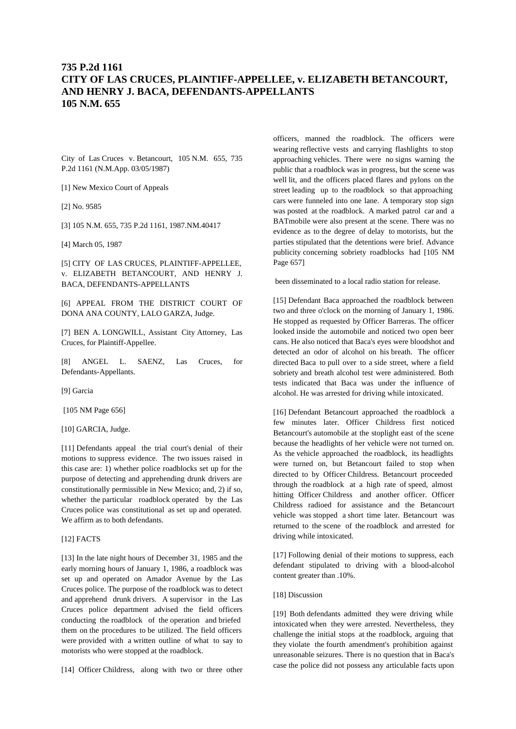# 735 P.2d 1161
# CITY OF LAS CRUCES, PLAINTIFF-APPELLEE, v. ELIZABETH BETANCOURT, AND HENRY J. BACA, DEFENDANTS-APPELLANTS
# 105 N.M. 655

City of Las Cruces v. Betancourt, 105 N.M. 655, 735 P.2d 1161 (N.M.App. 03/05/1987)

[1] New Mexico Court of Appeals

[2] No. 9585

[3] 105 N.M. 655, 735 P.2d 1161, 1987.NM.40417

[4] March 05, 1987

[5] CITY OF LAS CRUCES, PLAINTIFF-APPELLEE, v. ELIZABETH BETANCOURT, AND HENRY J. BACA, DEFENDANTS-APPELLANTS

[6] APPEAL FROM THE DISTRICT COURT OF DONA ANA COUNTY, LALO GARZA, Judge.

[7] BEN A. LONGWILL, Assistant City Attorney, Las Cruces, for Plaintiff-Appellee.

[8] ANGEL L. SAENZ, Las Cruces, for Defendants-Appellants.

[9] Garcia

[105 NM Page 656]

[10] GARCIA, Judge.

[11] Defendants appeal the trial court's denial of their motions to suppress evidence. The two issues raised in this case are: 1) whether police roadblocks set up for the purpose of detecting and apprehending drunk drivers are constitutionally permissible in New Mexico; and, 2) if so, whether the particular roadblock operated by the Las Cruces police was constitutional as set up and operated. We affirm as to both defendants.

[12] FACTS

[13] In the late night hours of December 31, 1985 and the early morning hours of January 1, 1986, a roadblock was set up and operated on Amador Avenue by the Las Cruces police. The purpose of the roadblock was to detect and apprehend drunk drivers. A supervisor in the Las Cruces police department advised the field officers conducting the roadblock of the operation and briefed them on the procedures to be utilized. The field officers were provided with a written outline of what to say to motorists who were stopped at the roadblock.

[14] Officer Childress, along with two or three other officers, manned the roadblock. The officers were wearing reflective vests and carrying flashlights to stop approaching vehicles. There were no signs warning the public that a roadblock was in progress, but the scene was well lit, and the officers placed flares and pylons on the street leading up to the roadblock so that approaching cars were funneled into one lane. A temporary stop sign was posted at the roadblock. A marked patrol car and a BATmobile were also present at the scene. There was no evidence as to the degree of delay to motorists, but the parties stipulated that the detentions were brief. Advance publicity concerning sobriety roadblocks had [105 NM Page 657]

been disseminated to a local radio station for release.

[15] Defendant Baca approached the roadblock between two and three o'clock on the morning of January 1, 1986. He stopped as requested by Officer Barreras. The officer looked inside the automobile and noticed two open beer cans. He also noticed that Baca's eyes were bloodshot and detected an odor of alcohol on his breath. The officer directed Baca to pull over to a side street, where a field sobriety and breath alcohol test were administered. Both tests indicated that Baca was under the influence of alcohol. He was arrested for driving while intoxicated.

[16] Defendant Betancourt approached the roadblock a few minutes later. Officer Childress first noticed Betancourt's automobile at the stoplight east of the scene because the headlights of her vehicle were not turned on. As the vehicle approached the roadblock, its headlights were turned on, but Betancourt failed to stop when directed to by Officer Childress. Betancourt proceeded through the roadblock at a high rate of speed, almost hitting Officer Childress and another officer. Officer Childress radioed for assistance and the Betancourt vehicle was stopped a short time later. Betancourt was returned to the scene of the roadblock and arrested for driving while intoxicated.

[17] Following denial of their motions to suppress, each defendant stipulated to driving with a blood-alcohol content greater than .10%.

[18] Discussion

[19] Both defendants admitted they were driving while intoxicated when they were arrested. Nevertheless, they challenge the initial stops at the roadblock, arguing that they violate the fourth amendment's prohibition against unreasonable seizures. There is no question that in Baca's case the police did not possess any articulable facts upon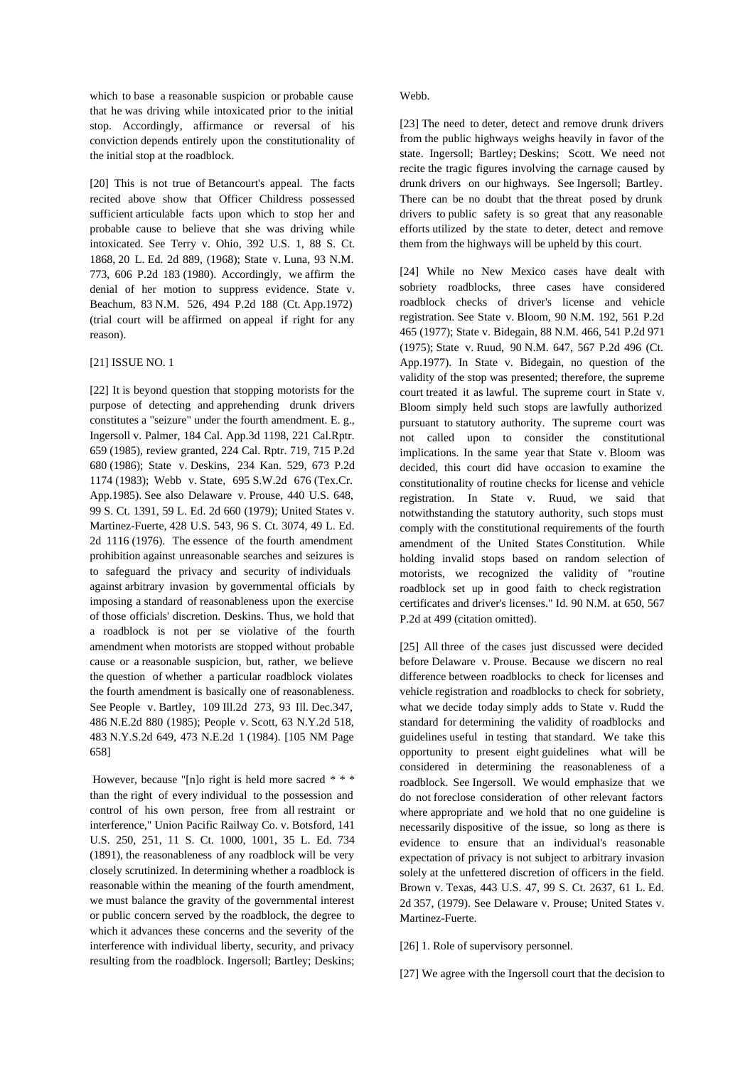which to base a reasonable suspicion or probable cause that he was driving while intoxicated prior to the initial stop. Accordingly, affirmance or reversal of his conviction depends entirely upon the constitutionality of the initial stop at the roadblock.

[20] This is not true of Betancourt's appeal. The facts recited above show that Officer Childress possessed sufficient articulable facts upon which to stop her and probable cause to believe that she was driving while intoxicated. See Terry v. Ohio, 392 U.S. 1, 88 S. Ct. 1868, 20 L. Ed. 2d 889, (1968); State v. Luna, 93 N.M. 773, 606 P.2d 183 (1980). Accordingly, we affirm the denial of her motion to suppress evidence. State v. Beachum, 83 N.M. 526, 494 P.2d 188 (Ct. App.1972) (trial court will be affirmed on appeal if right for any reason).

[21] ISSUE NO. 1

[22] It is beyond question that stopping motorists for the purpose of detecting and apprehending drunk drivers constitutes a "seizure" under the fourth amendment. E. g., Ingersoll v. Palmer, 184 Cal. App.3d 1198, 221 Cal.Rptr. 659 (1985), review granted, 224 Cal. Rptr. 719, 715 P.2d 680 (1986); State v. Deskins, 234 Kan. 529, 673 P.2d 1174 (1983); Webb v. State, 695 S.W.2d 676 (Tex.Cr. App.1985). See also Delaware v. Prouse, 440 U.S. 648, 99 S. Ct. 1391, 59 L. Ed. 2d 660 (1979); United States v. Martinez-Fuerte, 428 U.S. 543, 96 S. Ct. 3074, 49 L. Ed. 2d 1116 (1976). The essence of the fourth amendment prohibition against unreasonable searches and seizures is to safeguard the privacy and security of individuals against arbitrary invasion by governmental officials by imposing a standard of reasonableness upon the exercise of those officials' discretion. Deskins. Thus, we hold that a roadblock is not per se violative of the fourth amendment when motorists are stopped without probable cause or a reasonable suspicion, but, rather, we believe the question of whether a particular roadblock violates the fourth amendment is basically one of reasonableness. See People v. Bartley, 109 Ill.2d 273, 93 Ill. Dec.347, 486 N.E.2d 880 (1985); People v. Scott, 63 N.Y.2d 518, 483 N.Y.S.2d 649, 473 N.E.2d 1 (1984). [105 NM Page 658]

However, because "[n]o right is held more sacred * * * than the right of every individual to the possession and control of his own person, free from all restraint or interference," Union Pacific Railway Co. v. Botsford, 141 U.S. 250, 251, 11 S. Ct. 1000, 1001, 35 L. Ed. 734 (1891), the reasonableness of any roadblock will be very closely scrutinized. In determining whether a roadblock is reasonable within the meaning of the fourth amendment, we must balance the gravity of the governmental interest or public concern served by the roadblock, the degree to which it advances these concerns and the severity of the interference with individual liberty, security, and privacy resulting from the roadblock. Ingersoll; Bartley; Deskins; Webb.

[23] The need to deter, detect and remove drunk drivers from the public highways weighs heavily in favor of the state. Ingersoll; Bartley; Deskins; Scott. We need not recite the tragic figures involving the carnage caused by drunk drivers on our highways. See Ingersoll; Bartley. There can be no doubt that the threat posed by drunk drivers to public safety is so great that any reasonable efforts utilized by the state to deter, detect and remove them from the highways will be upheld by this court.

[24] While no New Mexico cases have dealt with sobriety roadblocks, three cases have considered roadblock checks of driver's license and vehicle registration. See State v. Bloom, 90 N.M. 192, 561 P.2d 465 (1977); State v. Bidegain, 88 N.M. 466, 541 P.2d 971 (1975); State v. Ruud, 90 N.M. 647, 567 P.2d 496 (Ct. App.1977). In State v. Bidegain, no question of the validity of the stop was presented; therefore, the supreme court treated it as lawful. The supreme court in State v. Bloom simply held such stops are lawfully authorized pursuant to statutory authority. The supreme court was not called upon to consider the constitutional implications. In the same year that State v. Bloom was decided, this court did have occasion to examine the constitutionality of routine checks for license and vehicle registration. In State v. Ruud, we said that notwithstanding the statutory authority, such stops must comply with the constitutional requirements of the fourth amendment of the United States Constitution. While holding invalid stops based on random selection of motorists, we recognized the validity of "routine roadblock set up in good faith to check registration certificates and driver's licenses." Id. 90 N.M. at 650, 567 P.2d at 499 (citation omitted).

[25] All three of the cases just discussed were decided before Delaware v. Prouse. Because we discern no real difference between roadblocks to check for licenses and vehicle registration and roadblocks to check for sobriety, what we decide today simply adds to State v. Rudd the standard for determining the validity of roadblocks and guidelines useful in testing that standard. We take this opportunity to present eight guidelines what will be considered in determining the reasonableness of a roadblock. See Ingersoll. We would emphasize that we do not foreclose consideration of other relevant factors where appropriate and we hold that no one guideline is necessarily dispositive of the issue, so long as there is evidence to ensure that an individual's reasonable expectation of privacy is not subject to arbitrary invasion solely at the unfettered discretion of officers in the field. Brown v. Texas, 443 U.S. 47, 99 S. Ct. 2637, 61 L. Ed. 2d 357, (1979). See Delaware v. Prouse; United States v. Martinez-Fuerte.

[26] 1. Role of supervisory personnel.

[27] We agree with the Ingersoll court that the decision to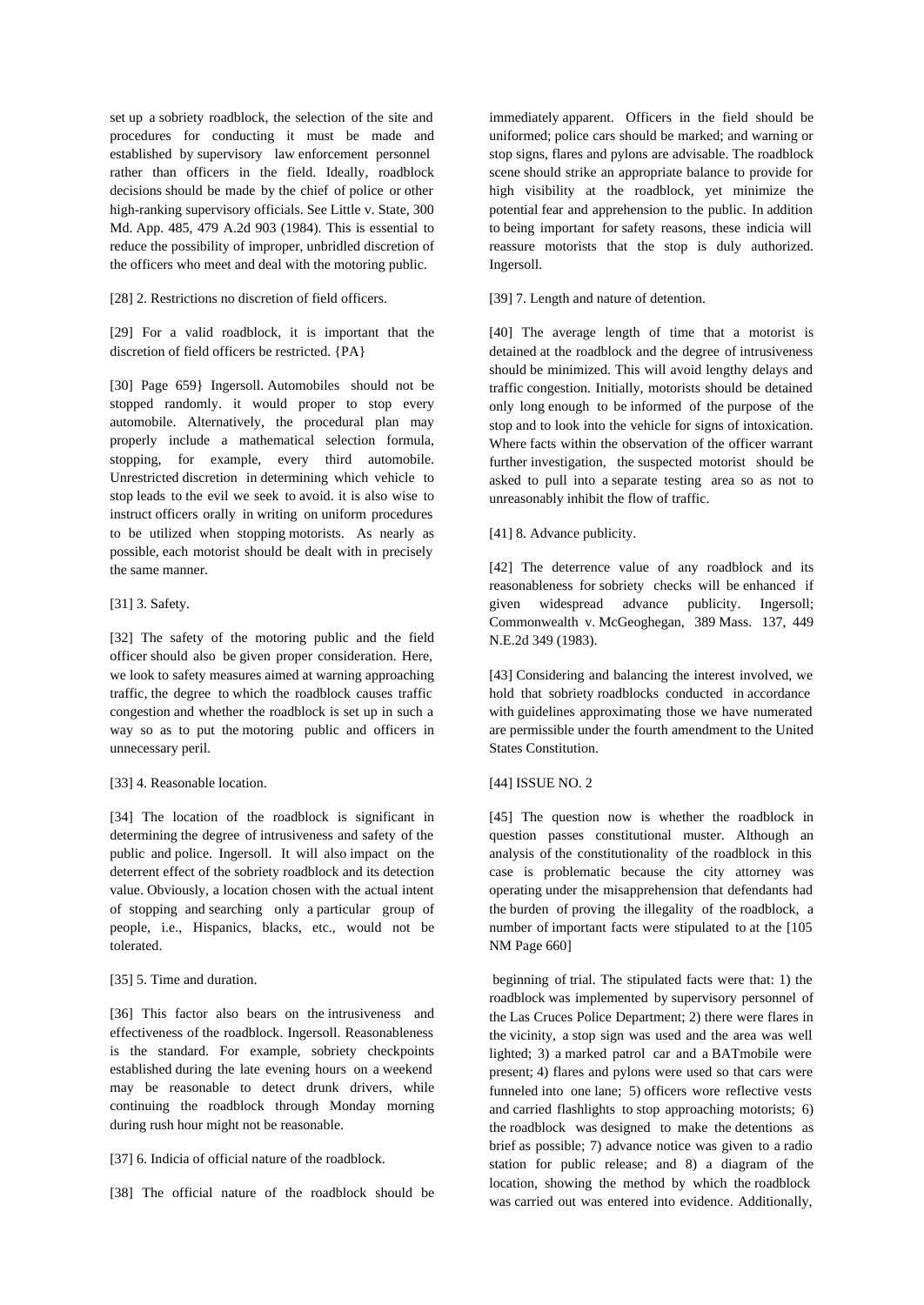set up a sobriety roadblock, the selection of the site and procedures for conducting it must be made and established by supervisory law enforcement personnel rather than officers in the field. Ideally, roadblock decisions should be made by the chief of police or other high-ranking supervisory officials. See Little v. State, 300 Md. App. 485, 479 A.2d 903 (1984). This is essential to reduce the possibility of improper, unbridled discretion of the officers who meet and deal with the motoring public.

[28] 2. Restrictions no discretion of field officers.

[29] For a valid roadblock, it is important that the discretion of field officers be restricted. {PA}

[30] Page 659} Ingersoll. Automobiles should not be stopped randomly. it would proper to stop every automobile. Alternatively, the procedural plan may properly include a mathematical selection formula, stopping, for example, every third automobile. Unrestricted discretion in determining which vehicle to stop leads to the evil we seek to avoid. it is also wise to instruct officers orally in writing on uniform procedures to be utilized when stopping motorists. As nearly as possible, each motorist should be dealt with in precisely the same manner.

[31] 3. Safety.

[32] The safety of the motoring public and the field officer should also be given proper consideration. Here, we look to safety measures aimed at warning approaching traffic, the degree to which the roadblock causes traffic congestion and whether the roadblock is set up in such a way so as to put the motoring public and officers in unnecessary peril.

[33] 4. Reasonable location.

[34] The location of the roadblock is significant in determining the degree of intrusiveness and safety of the public and police. Ingersoll. It will also impact on the deterrent effect of the sobriety roadblock and its detection value. Obviously, a location chosen with the actual intent of stopping and searching only a particular group of people, i.e., Hispanics, blacks, etc., would not be tolerated.

[35] 5. Time and duration.

[36] This factor also bears on the intrusiveness and effectiveness of the roadblock. Ingersoll. Reasonableness is the standard. For example, sobriety checkpoints established during the late evening hours on a weekend may be reasonable to detect drunk drivers, while continuing the roadblock through Monday morning during rush hour might not be reasonable.

[37] 6. Indicia of official nature of the roadblock.

[38] The official nature of the roadblock should be immediately apparent. Officers in the field should be uniformed; police cars should be marked; and warning or stop signs, flares and pylons are advisable. The roadblock scene should strike an appropriate balance to provide for high visibility at the roadblock, yet minimize the potential fear and apprehension to the public. In addition to being important for safety reasons, these indicia will reassure motorists that the stop is duly authorized. Ingersoll.

[39] 7. Length and nature of detention.

[40] The average length of time that a motorist is detained at the roadblock and the degree of intrusiveness should be minimized. This will avoid lengthy delays and traffic congestion. Initially, motorists should be detained only long enough to be informed of the purpose of the stop and to look into the vehicle for signs of intoxication. Where facts within the observation of the officer warrant further investigation, the suspected motorist should be asked to pull into a separate testing area so as not to unreasonably inhibit the flow of traffic.

[41] 8. Advance publicity.

[42] The deterrence value of any roadblock and its reasonableness for sobriety checks will be enhanced if given widespread advance publicity. Ingersoll; Commonwealth v. McGeoghegan, 389 Mass. 137, 449 N.E.2d 349 (1983).

[43] Considering and balancing the interest involved, we hold that sobriety roadblocks conducted in accordance with guidelines approximating those we have numerated are permissible under the fourth amendment to the United States Constitution.

[44] ISSUE NO. 2

[45] The question now is whether the roadblock in question passes constitutional muster. Although an analysis of the constitutionality of the roadblock in this case is problematic because the city attorney was operating under the misapprehension that defendants had the burden of proving the illegality of the roadblock, a number of important facts were stipulated to at the [105 NM Page 660]

beginning of trial. The stipulated facts were that: 1) the roadblock was implemented by supervisory personnel of the Las Cruces Police Department; 2) there were flares in the vicinity, a stop sign was used and the area was well lighted; 3) a marked patrol car and a BATmobile were present; 4) flares and pylons were used so that cars were funneled into one lane; 5) officers wore reflective vests and carried flashlights to stop approaching motorists; 6) the roadblock was designed to make the detentions as brief as possible; 7) advance notice was given to a radio station for public release; and 8) a diagram of the location, showing the method by which the roadblock was carried out was entered into evidence. Additionally,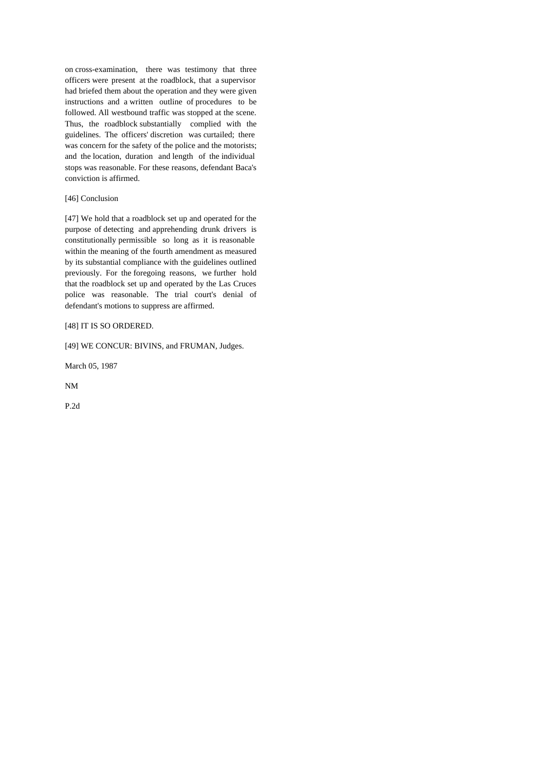on cross-examination, there was testimony that three officers were present at the roadblock, that a supervisor had briefed them about the operation and they were given instructions and a written outline of procedures to be followed. All westbound traffic was stopped at the scene. Thus, the roadblock substantially complied with the guidelines. The officers' discretion was curtailed; there was concern for the safety of the police and the motorists; and the location, duration and length of the individual stops was reasonable. For these reasons, defendant Baca's conviction is affirmed.

[46] Conclusion

[47] We hold that a roadblock set up and operated for the purpose of detecting and apprehending drunk drivers is constitutionally permissible so long as it is reasonable within the meaning of the fourth amendment as measured by its substantial compliance with the guidelines outlined previously. For the foregoing reasons, we further hold that the roadblock set up and operated by the Las Cruces police was reasonable. The trial court's denial of defendant's motions to suppress are affirmed.

[48] IT IS SO ORDERED.

[49] WE CONCUR: BIVINS, and FRUMAN, Judges.

March 05, 1987

NM

P.2d